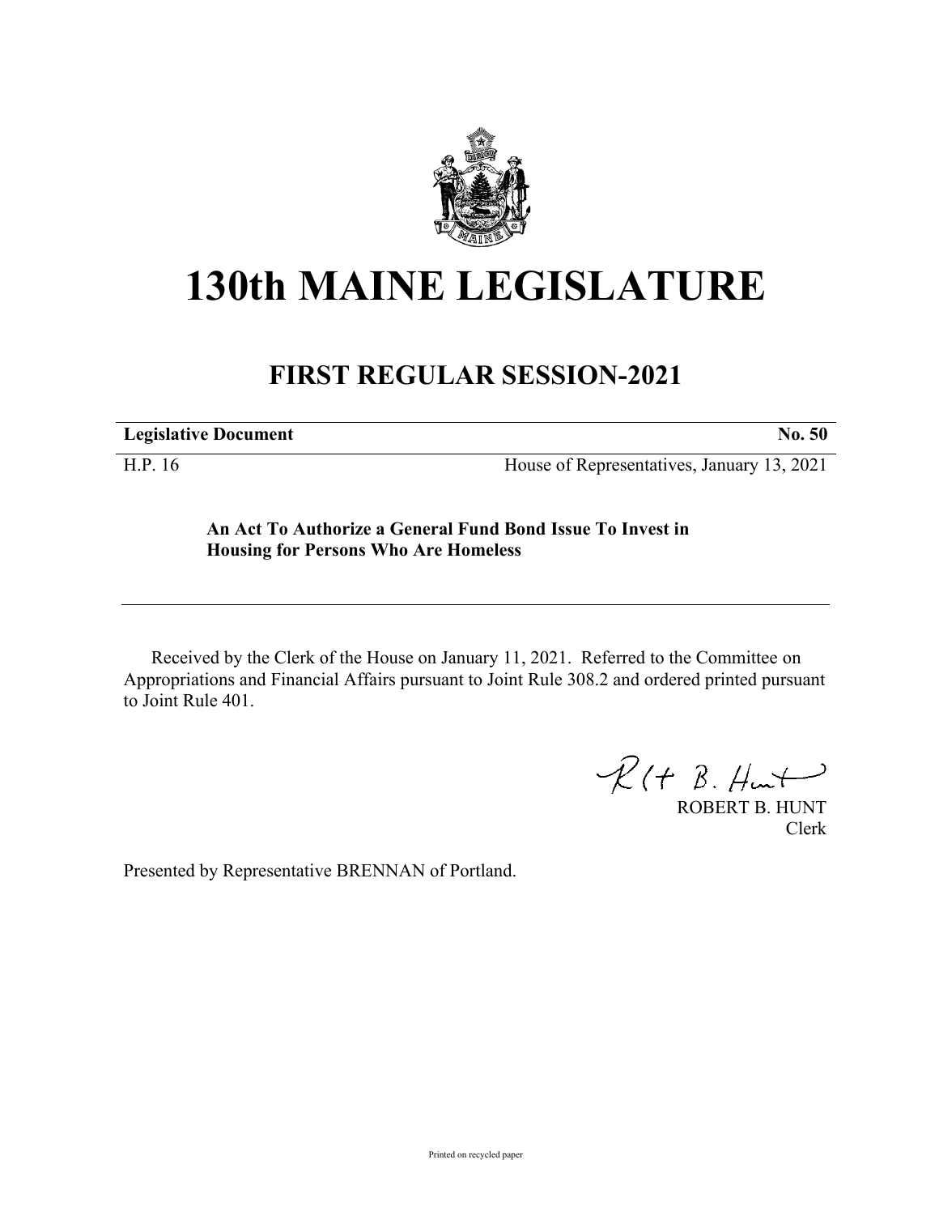# 130th MAINE LEGISLATURE

## FIRST REGULAR SESSION-2021

| **Legislative Document** | **No. 50** |
|---|---|
| H.P. 16 | House of Representatives, January 13, 2021 |

**An Act To Authorize a General Fund Bond Issue To Invest in Housing for Persons Who Are Homeless**

Received by the Clerk of the House on January 11, 2021. Referred to the Committee on Appropriations and Financial Affairs pursuant to Joint Rule 308.2 and ordered printed pursuant to Joint Rule 401.

ROBERT B. HUNT
Clerk

Presented by Representative BRENNAN of Portland.

Printed on recycled paper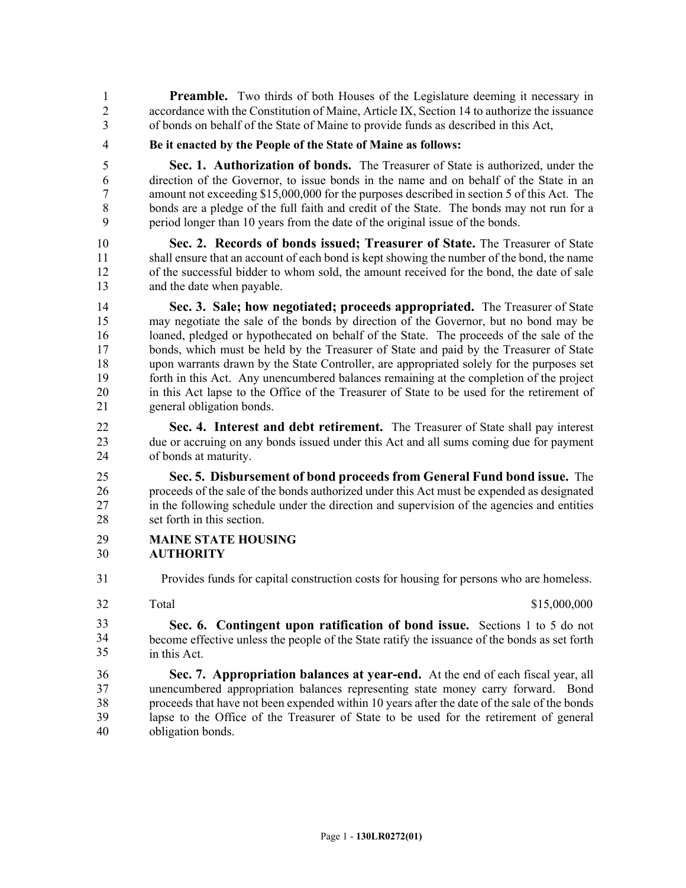**Preamble.** Two thirds of both Houses of the Legislature deeming it necessary in accordance with the Constitution of Maine, Article IX, Section 14 to authorize the issuance of bonds on behalf of the State of Maine to provide funds as described in this Act,

**Be it enacted by the People of the State of Maine as follows:**

**Sec. 1. Authorization of bonds.** The Treasurer of State is authorized, under the direction of the Governor, to issue bonds in the name and on behalf of the State in an amount not exceeding $15,000,000 for the purposes described in section 5 of this Act. The bonds are a pledge of the full faith and credit of the State. The bonds may not run for a period longer than 10 years from the date of the original issue of the bonds.

**Sec. 2. Records of bonds issued; Treasurer of State.** The Treasurer of State shall ensure that an account of each bond is kept showing the number of the bond, the name of the successful bidder to whom sold, the amount received for the bond, the date of sale and the date when payable.

**Sec. 3. Sale; how negotiated; proceeds appropriated.** The Treasurer of State may negotiate the sale of the bonds by direction of the Governor, but no bond may be loaned, pledged or hypothecated on behalf of the State. The proceeds of the sale of the bonds, which must be held by the Treasurer of State and paid by the Treasurer of State upon warrants drawn by the State Controller, are appropriated solely for the purposes set forth in this Act. Any unencumbered balances remaining at the completion of the project in this Act lapse to the Office of the Treasurer of State to be used for the retirement of general obligation bonds.

**Sec. 4. Interest and debt retirement.** The Treasurer of State shall pay interest due or accruing on any bonds issued under this Act and all sums coming due for payment of bonds at maturity.

**Sec. 5. Disbursement of bond proceeds from General Fund bond issue.** The proceeds of the sale of the bonds authorized under this Act must be expended as designated in the following schedule under the direction and supervision of the agencies and entities set forth in this section.

**MAINE STATE HOUSING AUTHORITY**

Provides funds for capital construction costs for housing for persons who are homeless.

| Total | $15,000,000 |
|---|---|

**Sec. 6. Contingent upon ratification of bond issue.** Sections 1 to 5 do not become effective unless the people of the State ratify the issuance of the bonds as set forth in this Act.

**Sec. 7. Appropriation balances at year-end.** At the end of each fiscal year, all unencumbered appropriation balances representing state money carry forward. Bond proceeds that have not been expended within 10 years after the date of the sale of the bonds lapse to the Office of the Treasurer of State to be used for the retirement of general obligation bonds.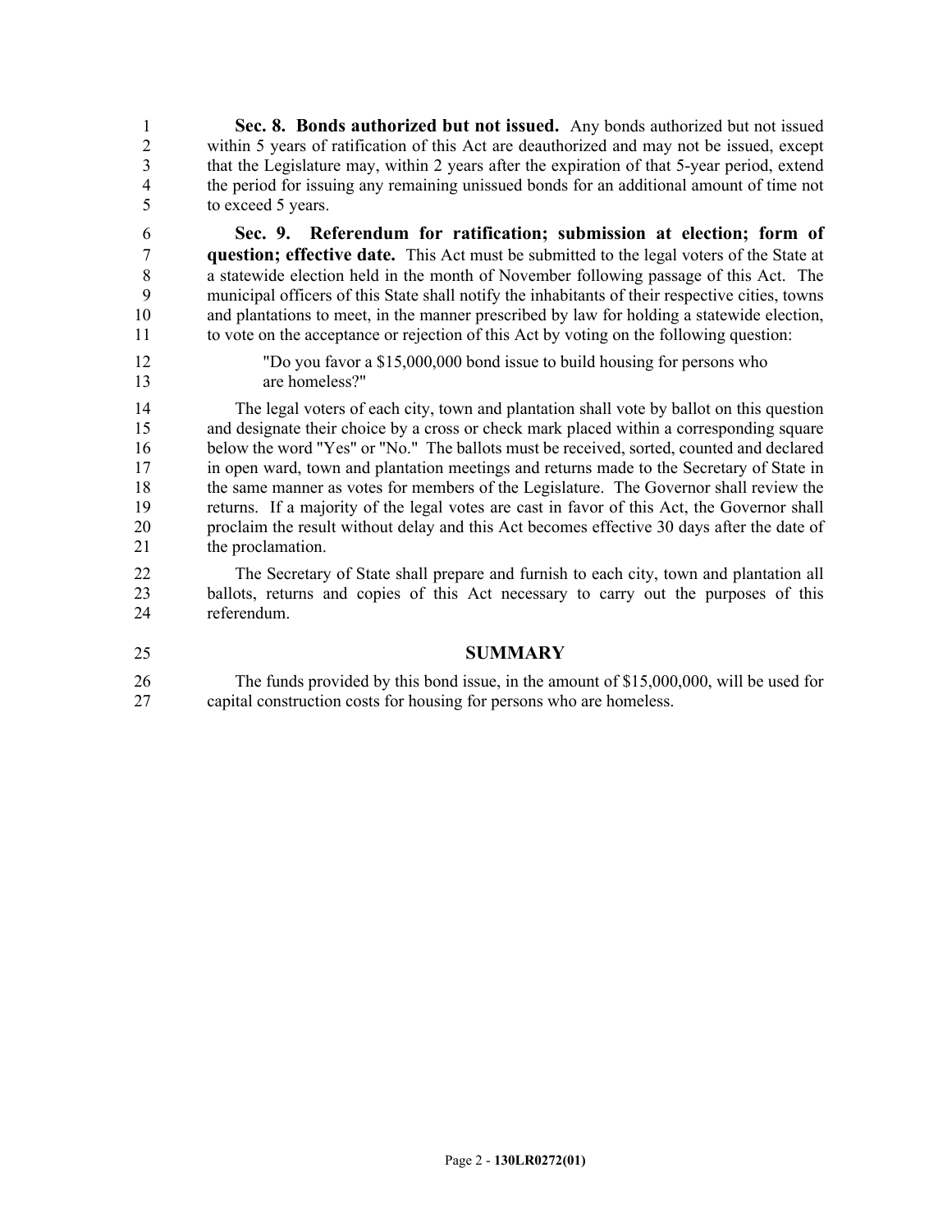**Sec. 8. Bonds authorized but not issued.** Any bonds authorized but not issued within 5 years of ratification of this Act are deauthorized and may not be issued, except that the Legislature may, within 2 years after the expiration of that 5-year period, extend the period for issuing any remaining unissued bonds for an additional amount of time not to exceed 5 years.

**Sec. 9. Referendum for ratification; submission at election; form of question; effective date.** This Act must be submitted to the legal voters of the State at a statewide election held in the month of November following passage of this Act. The municipal officers of this State shall notify the inhabitants of their respective cities, towns and plantations to meet, in the manner prescribed by law for holding a statewide election, to vote on the acceptance or rejection of this Act by voting on the following question:

> "Do you favor a $15,000,000 bond issue to build housing for persons who are homeless?"

The legal voters of each city, town and plantation shall vote by ballot on this question and designate their choice by a cross or check mark placed within a corresponding square below the word "Yes" or "No." The ballots must be received, sorted, counted and declared in open ward, town and plantation meetings and returns made to the Secretary of State in the same manner as votes for members of the Legislature. The Governor shall review the returns. If a majority of the legal votes are cast in favor of this Act, the Governor shall proclaim the result without delay and this Act becomes effective 30 days after the date of the proclamation.

The Secretary of State shall prepare and furnish to each city, town and plantation all ballots, returns and copies of this Act necessary to carry out the purposes of this referendum.

## SUMMARY

The funds provided by this bond issue, in the amount of $15,000,000, will be used for capital construction costs for housing for persons who are homeless.